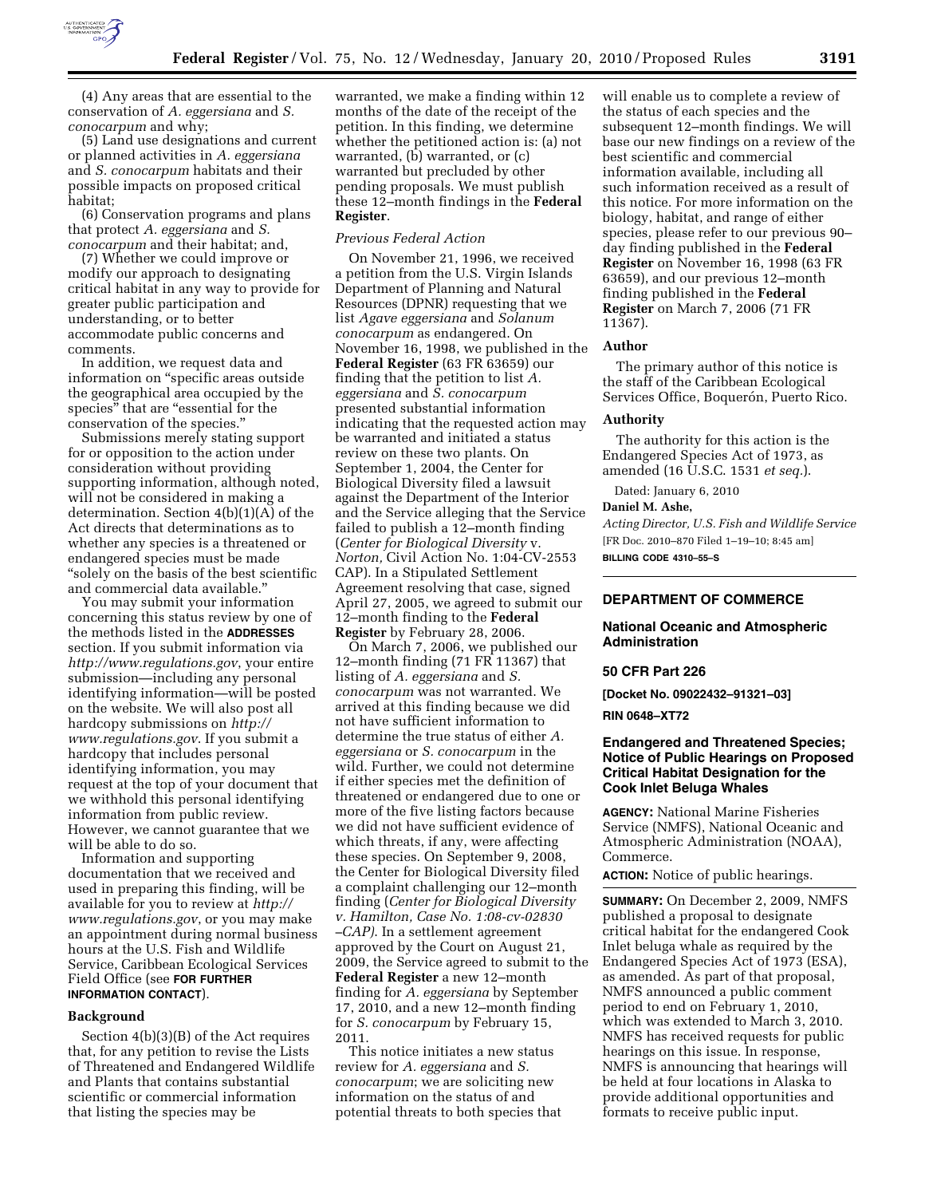(4) Any areas that are essential to the conservation of *A. eggersiana* and *S. conocarpum* and why;

(5) Land use designations and current or planned activities in *A. eggersiana* and *S. conocarpum* habitats and their possible impacts on proposed critical habitat;

(6) Conservation programs and plans that protect *A. eggersiana* and *S. conocarpum* and their habitat; and,

(7) Whether we could improve or modify our approach to designating critical habitat in any way to provide for greater public participation and understanding, or to better accommodate public concerns and comments.

In addition, we request data and information on "specific areas outside the geographical area occupied by the species" that are "essential for the conservation of the species."

Submissions merely stating support for or opposition to the action under consideration without providing supporting information, although noted, will not be considered in making a determination. Section 4(b)(1)(A) of the Act directs that determinations as to whether any species is a threatened or endangered species must be made "solely on the basis of the best scientific and commercial data available."

You may submit your information concerning this status review by one of the methods listed in the **ADDRESSES** section. If you submit information via *http://www.regulations.gov*, your entire submission—including any personal identifying information—will be posted on the website. We will also post all hardcopy submissions on *http://www.regulations.gov*. If you submit a hardcopy that includes personal identifying information, you may request at the top of your document that we withhold this personal identifying information from public review. However, we cannot guarantee that we will be able to do so.

Information and supporting documentation that we received and used in preparing this finding, will be available for you to review at *http://www.regulations.gov*, or you may make an appointment during normal business hours at the U.S. Fish and Wildlife Service, Caribbean Ecological Services Field Office (see **FOR FURTHER INFORMATION CONTACT**).

## Background

Section 4(b)(3)(B) of the Act requires that, for any petition to revise the Lists of Threatened and Endangered Wildlife and Plants that contains substantial scientific or commercial information that listing the species may be warranted, we make a finding within 12 months of the date of the receipt of the petition. In this finding, we determine whether the petitioned action is: (a) not warranted, (b) warranted, or (c) warranted but precluded by other pending proposals. We must publish these 12–month findings in the **Federal Register**.

### *Previous Federal Action*

On November 21, 1996, we received a petition from the U.S. Virgin Islands Department of Planning and Natural Resources (DPNR) requesting that we list *Agave eggersiana* and *Solanum conocarpum* as endangered. On November 16, 1998, we published in the **Federal Register** (63 FR 63659) our finding that the petition to list *A. eggersiana* and *S. conocarpum* presented substantial information indicating that the requested action may be warranted and initiated a status review on these two plants. On September 1, 2004, the Center for Biological Diversity filed a lawsuit against the Department of the Interior and the Service alleging that the Service failed to publish a 12–month finding (*Center for Biological Diversity* v. *Norton,* Civil Action No. 1:04-CV-2553 CAP). In a Stipulated Settlement Agreement resolving that case, signed April 27, 2005, we agreed to submit our 12–month finding to the **Federal Register** by February 28, 2006.

On March 7, 2006, we published our 12–month finding (71 FR 11367) that listing of *A. eggersiana* and *S. conocarpum* was not warranted. We arrived at this finding because we did not have sufficient information to determine the true status of either *A. eggersiana* or *S. conocarpum* in the wild. Further, we could not determine if either species met the definition of threatened or endangered due to one or more of the five listing factors because we did not have sufficient evidence of which threats, if any, were affecting these species. On September 9, 2008, the Center for Biological Diversity filed a complaint challenging our 12–month finding (*Center for Biological Diversity v. Hamilton, Case No. 1:08-cv-02830 –CAP).* In a settlement agreement approved by the Court on August 21, 2009, the Service agreed to submit to the **Federal Register** a new 12–month finding for *A. eggersiana* by September 17, 2010, and a new 12–month finding for *S. conocarpum* by February 15, 2011.

This notice initiates a new status review for *A. eggersiana* and *S. conocarpum*; we are soliciting new information on the status of and potential threats to both species that will enable us to complete a review of the status of each species and the subsequent 12–month findings. We will base our new findings on a review of the best scientific and commercial information available, including all such information received as a result of this notice. For more information on the biology, habitat, and range of either species, please refer to our previous 90–day finding published in the **Federal Register** on November 16, 1998 (63 FR 63659), and our previous 12–month finding published in the **Federal Register** on March 7, 2006 (71 FR 11367).

## Author

The primary author of this notice is the staff of the Caribbean Ecological Services Office, Boquerón, Puerto Rico.

## Authority

The authority for this action is the Endangered Species Act of 1973, as amended (16 U.S.C. 1531 *et seq.*).

Dated: January 6, 2010

**Daniel M. Ashe,**

*Acting Director, U.S. Fish and Wildlife Service*

[FR Doc. 2010–870 Filed 1–19–10; 8:45 am]

**BILLING CODE 4310–55–S**

---

## DEPARTMENT OF COMMERCE

## National Oceanic and Atmospheric Administration

## 50 CFR Part 226

**[Docket No. 09022432–91321–03]**

**RIN 0648–XT72**

## Endangered and Threatened Species; Notice of Public Hearings on Proposed Critical Habitat Designation for the Cook Inlet Beluga Whales

**AGENCY:** National Marine Fisheries Service (NMFS), National Oceanic and Atmospheric Administration (NOAA), Commerce.

**ACTION:** Notice of public hearings.

**SUMMARY:** On December 2, 2009, NMFS published a proposal to designate critical habitat for the endangered Cook Inlet beluga whale as required by the Endangered Species Act of 1973 (ESA), as amended. As part of that proposal, NMFS announced a public comment period to end on February 1, 2010, which was extended to March 3, 2010. NMFS has received requests for public hearings on this issue. In response, NMFS is announcing that hearings will be held at four locations in Alaska to provide additional opportunities and formats to receive public input.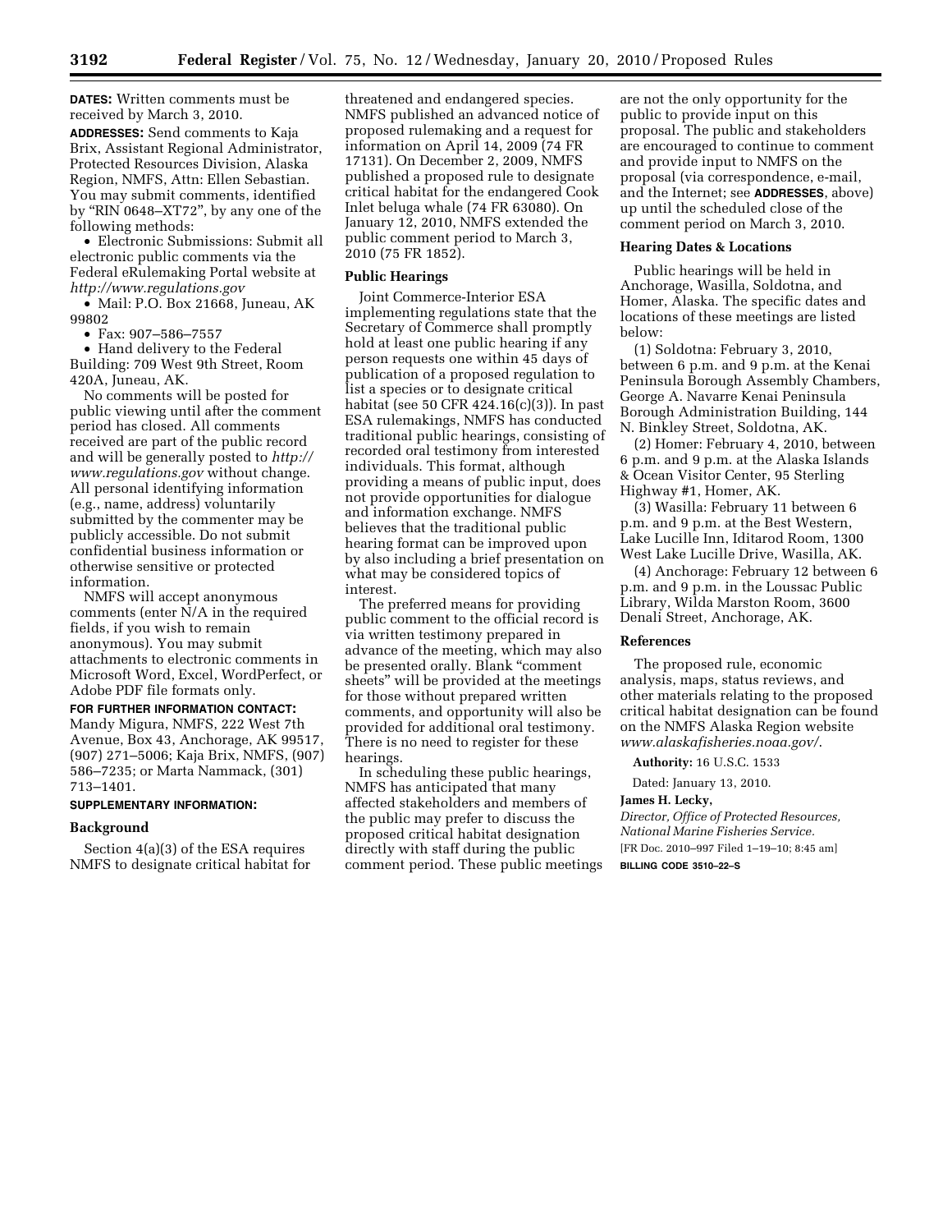**DATES:** Written comments must be received by March 3, 2010.

**ADDRESSES:** Send comments to Kaja Brix, Assistant Regional Administrator, Protected Resources Division, Alaska Region, NMFS, Attn: Ellen Sebastian. You may submit comments, identified by "RIN 0648–XT72", by any one of the following methods:

- Electronic Submissions: Submit all electronic public comments via the Federal eRulemaking Portal website at *http://www.regulations.gov*
- Mail: P.O. Box 21668, Juneau, AK 99802
- Fax: 907–586–7557
- Hand delivery to the Federal Building: 709 West 9th Street, Room 420A, Juneau, AK.

No comments will be posted for public viewing until after the comment period has closed. All comments received are part of the public record and will be generally posted to *http://www.regulations.gov* without change. All personal identifying information (e.g., name, address) voluntarily submitted by the commenter may be publicly accessible. Do not submit confidential business information or otherwise sensitive or protected information.

NMFS will accept anonymous comments (enter N/A in the required fields, if you wish to remain anonymous). You may submit attachments to electronic comments in Microsoft Word, Excel, WordPerfect, or Adobe PDF file formats only.

**FOR FURTHER INFORMATION CONTACT:** Mandy Migura, NMFS, 222 West 7th Avenue, Box 43, Anchorage, AK 99517, (907) 271–5006; Kaja Brix, NMFS, (907) 586–7235; or Marta Nammack, (301) 713–1401.

**SUPPLEMENTARY INFORMATION:**

## Background

Section 4(a)(3) of the ESA requires NMFS to designate critical habitat for threatened and endangered species. NMFS published an advanced notice of proposed rulemaking and a request for information on April 14, 2009 (74 FR 17131). On December 2, 2009, NMFS published a proposed rule to designate critical habitat for the endangered Cook Inlet beluga whale (74 FR 63080). On January 12, 2010, NMFS extended the public comment period to March 3, 2010 (75 FR 1852).

## Public Hearings

Joint Commerce-Interior ESA implementing regulations state that the Secretary of Commerce shall promptly hold at least one public hearing if any person requests one within 45 days of publication of a proposed regulation to list a species or to designate critical habitat (see 50 CFR 424.16(c)(3)). In past ESA rulemakings, NMFS has conducted traditional public hearings, consisting of recorded oral testimony from interested individuals. This format, although providing a means of public input, does not provide opportunities for dialogue and information exchange. NMFS believes that the traditional public hearing format can be improved upon by also including a brief presentation on what may be considered topics of interest.

The preferred means for providing public comment to the official record is via written testimony prepared in advance of the meeting, which may also be presented orally. Blank "comment sheets" will be provided at the meetings for those without prepared written comments, and opportunity will also be provided for additional oral testimony. There is no need to register for these hearings.

In scheduling these public hearings, NMFS has anticipated that many affected stakeholders and members of the public may prefer to discuss the proposed critical habitat designation directly with staff during the public comment period. These public meetings are not the only opportunity for the public to provide input on this proposal. The public and stakeholders are encouraged to continue to comment and provide input to NMFS on the proposal (via correspondence, e-mail, and the Internet; see **ADDRESSES**, above) up until the scheduled close of the comment period on March 3, 2010.

## Hearing Dates & Locations

Public hearings will be held in Anchorage, Wasilla, Soldotna, and Homer, Alaska. The specific dates and locations of these meetings are listed below:

(1) Soldotna: February 3, 2010, between 6 p.m. and 9 p.m. at the Kenai Peninsula Borough Assembly Chambers, George A. Navarre Kenai Peninsula Borough Administration Building, 144 N. Binkley Street, Soldotna, AK.

(2) Homer: February 4, 2010, between 6 p.m. and 9 p.m. at the Alaska Islands & Ocean Visitor Center, 95 Sterling Highway #1, Homer, AK.

(3) Wasilla: February 11 between 6 p.m. and 9 p.m. at the Best Western, Lake Lucille Inn, Iditarod Room, 1300 West Lake Lucille Drive, Wasilla, AK.

(4) Anchorage: February 12 between 6 p.m. and 9 p.m. in the Loussac Public Library, Wilda Marston Room, 3600 Denali Street, Anchorage, AK.

## References

The proposed rule, economic analysis, maps, status reviews, and other materials relating to the proposed critical habitat designation can be found on the NMFS Alaska Region website *www.alaskafisheries.noaa.gov/*.

**Authority:** 16 U.S.C. 1533

Dated: January 13, 2010.

**James H. Lecky,**

*Director, Office of Protected Resources, National Marine Fisheries Service.*

[FR Doc. 2010–997 Filed 1–19–10; 8:45 am]

**BILLING CODE 3510–22–S**